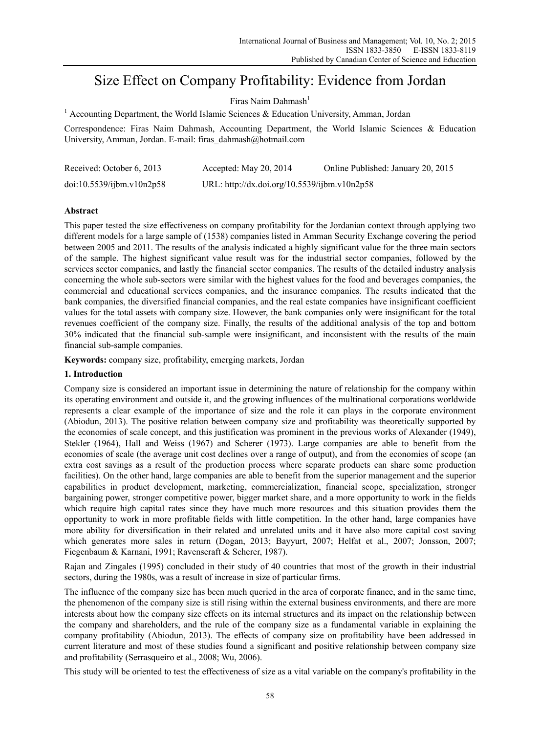# Size Effect on Company Profitability: Evidence from Jordan

Firas Naim Dahmash[1]

[1] Accounting Department, the World Islamic Sciences & Education University, Amman, Jordan

Correspondence: Firas Naim Dahmash, Accounting Department, the World Islamic Sciences & Education University, Amman, Jordan. E-mail: firas_dahmash@hotmail.com

| | | |
|---|---|---|
| Received: October 6, 2013 | Accepted: May 20, 2014 | Online Published: January 20, 2015 |
| doi:10.5539/ijbm.v10n2p58 | URL: http://dx.doi.org/10.5539/ijbm.v10n2p58 | |

## Abstract

This paper tested the size effectiveness on company profitability for the Jordanian context through applying two different models for a large sample of (1538) companies listed in Amman Security Exchange covering the period between 2005 and 2011. The results of the analysis indicated a highly significant value for the three main sectors of the sample. The highest significant value result was for the industrial sector companies, followed by the services sector companies, and lastly the financial sector companies. The results of the detailed industry analysis concerning the whole sub-sectors were similar with the highest values for the food and beverages companies, the commercial and educational services companies, and the insurance companies. The results indicated that the bank companies, the diversified financial companies, and the real estate companies have insignificant coefficient values for the total assets with company size. However, the bank companies only were insignificant for the total revenues coefficient of the company size. Finally, the results of the additional analysis of the top and bottom 30% indicated that the financial sub-sample were insignificant, and inconsistent with the results of the main financial sub-sample companies.

**Keywords:** company size, profitability, emerging markets, Jordan

## 1. Introduction

Company size is considered an important issue in determining the nature of relationship for the company within its operating environment and outside it, and the growing influences of the multinational corporations worldwide represents a clear example of the importance of size and the role it can plays in the corporate environment (Abiodun, 2013). The positive relation between company size and profitability was theoretically supported by the economies of scale concept, and this justification was prominent in the previous works of Alexander (1949), Stekler (1964), Hall and Weiss (1967) and Scherer (1973). Large companies are able to benefit from the economies of scale (the average unit cost declines over a range of output), and from the economies of scope (an extra cost savings as a result of the production process where separate products can share some production facilities). On the other hand, large companies are able to benefit from the superior management and the superior capabilities in product development, marketing, commercialization, financial scope, specialization, stronger bargaining power, stronger competitive power, bigger market share, and a more opportunity to work in the fields which require high capital rates since they have much more resources and this situation provides them the opportunity to work in more profitable fields with little competition. In the other hand, large companies have more ability for diversification in their related and unrelated units and it have also more capital cost saving which generates more sales in return (Dogan, 2013; Bayyurt, 2007; Helfat et al., 2007; Jonsson, 2007; Fiegenbaum & Karnani, 1991; Ravenscraft & Scherer, 1987).

Rajan and Zingales (1995) concluded in their study of 40 countries that most of the growth in their industrial sectors, during the 1980s, was a result of increase in size of particular firms.

The influence of the company size has been much queried in the area of corporate finance, and in the same time, the phenomenon of the company size is still rising within the external business environments, and there are more interests about how the company size effects on its internal structures and its impact on the relationship between the company and shareholders, and the rule of the company size as a fundamental variable in explaining the company profitability (Abiodun, 2013). The effects of company size on profitability have been addressed in current literature and most of these studies found a significant and positive relationship between company size and profitability (Serrasqueiro et al., 2008; Wu, 2006).

This study will be oriented to test the effectiveness of size as a vital variable on the company's profitability in the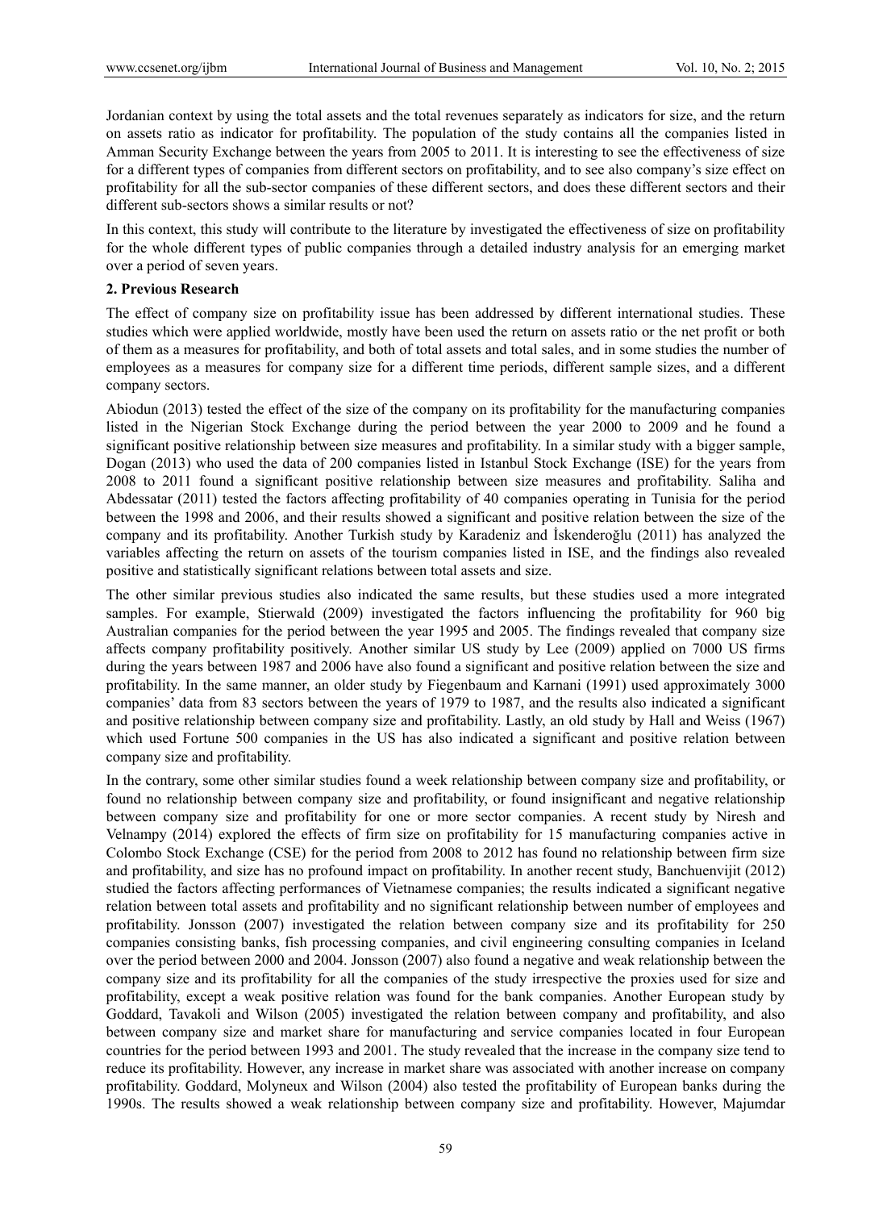Jordanian context by using the total assets and the total revenues separately as indicators for size, and the return on assets ratio as indicator for profitability. The population of the study contains all the companies listed in Amman Security Exchange between the years from 2005 to 2011. It is interesting to see the effectiveness of size for a different types of companies from different sectors on profitability, and to see also company's size effect on profitability for all the sub-sector companies of these different sectors, and does these different sectors and their different sub-sectors shows a similar results or not?

In this context, this study will contribute to the literature by investigated the effectiveness of size on profitability for the whole different types of public companies through a detailed industry analysis for an emerging market over a period of seven years.

## 2. Previous Research

The effect of company size on profitability issue has been addressed by different international studies. These studies which were applied worldwide, mostly have been used the return on assets ratio or the net profit or both of them as a measures for profitability, and both of total assets and total sales, and in some studies the number of employees as a measures for company size for a different time periods, different sample sizes, and a different company sectors.

Abiodun (2013) tested the effect of the size of the company on its profitability for the manufacturing companies listed in the Nigerian Stock Exchange during the period between the year 2000 to 2009 and he found a significant positive relationship between size measures and profitability. In a similar study with a bigger sample, Dogan (2013) who used the data of 200 companies listed in Istanbul Stock Exchange (ISE) for the years from 2008 to 2011 found a significant positive relationship between size measures and profitability. Saliha and Abdessatar (2011) tested the factors affecting profitability of 40 companies operating in Tunisia for the period between the 1998 and 2006, and their results showed a significant and positive relation between the size of the company and its profitability. Another Turkish study by Karadeniz and İskenderoğlu (2011) has analyzed the variables affecting the return on assets of the tourism companies listed in ISE, and the findings also revealed positive and statistically significant relations between total assets and size.

The other similar previous studies also indicated the same results, but these studies used a more integrated samples. For example, Stierwald (2009) investigated the factors influencing the profitability for 960 big Australian companies for the period between the year 1995 and 2005. The findings revealed that company size affects company profitability positively. Another similar US study by Lee (2009) applied on 7000 US firms during the years between 1987 and 2006 have also found a significant and positive relation between the size and profitability. In the same manner, an older study by Fiegenbaum and Karnani (1991) used approximately 3000 companies' data from 83 sectors between the years of 1979 to 1987, and the results also indicated a significant and positive relationship between company size and profitability. Lastly, an old study by Hall and Weiss (1967) which used Fortune 500 companies in the US has also indicated a significant and positive relation between company size and profitability.

In the contrary, some other similar studies found a week relationship between company size and profitability, or found no relationship between company size and profitability, or found insignificant and negative relationship between company size and profitability for one or more sector companies. A recent study by Niresh and Velnampy (2014) explored the effects of firm size on profitability for 15 manufacturing companies active in Colombo Stock Exchange (CSE) for the period from 2008 to 2012 has found no relationship between firm size and profitability, and size has no profound impact on profitability. In another recent study, Banchuenvijit (2012) studied the factors affecting performances of Vietnamese companies; the results indicated a significant negative relation between total assets and profitability and no significant relationship between number of employees and profitability. Jonsson (2007) investigated the relation between company size and its profitability for 250 companies consisting banks, fish processing companies, and civil engineering consulting companies in Iceland over the period between 2000 and 2004. Jonsson (2007) also found a negative and weak relationship between the company size and its profitability for all the companies of the study irrespective the proxies used for size and profitability, except a weak positive relation was found for the bank companies. Another European study by Goddard, Tavakoli and Wilson (2005) investigated the relation between company and profitability, and also between company size and market share for manufacturing and service companies located in four European countries for the period between 1993 and 2001. The study revealed that the increase in the company size tend to reduce its profitability. However, any increase in market share was associated with another increase on company profitability. Goddard, Molyneux and Wilson (2004) also tested the profitability of European banks during the 1990s. The results showed a weak relationship between company size and profitability. However, Majumdar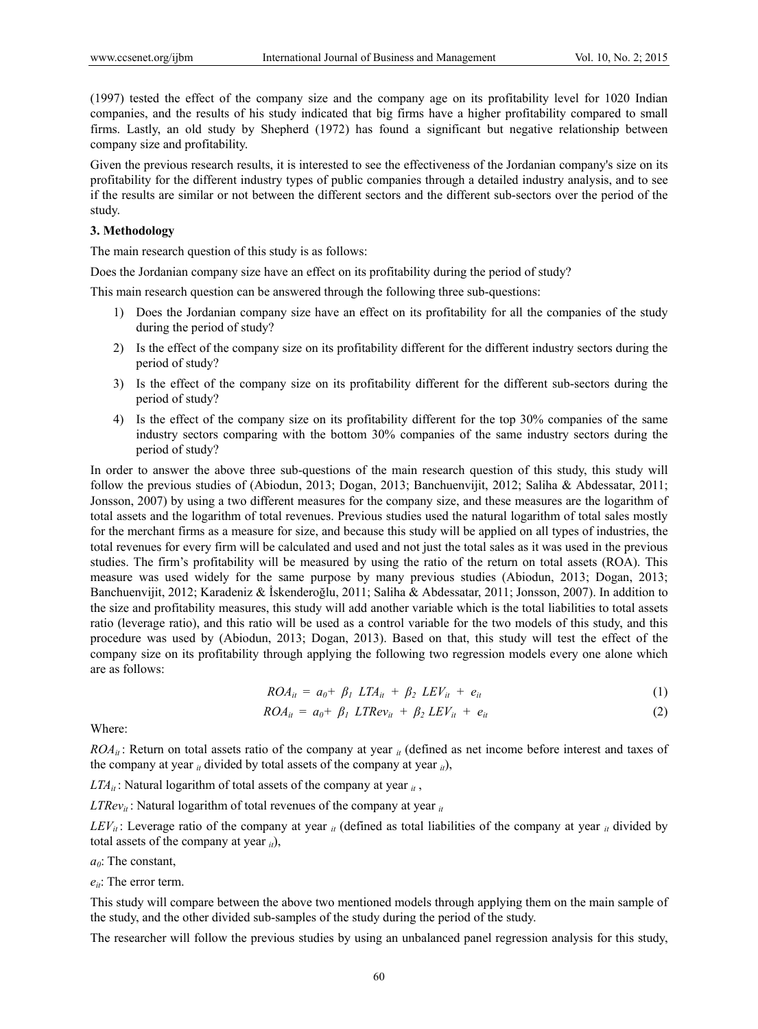(1997) tested the effect of the company size and the company age on its profitability level for 1020 Indian companies, and the results of his study indicated that big firms have a higher profitability compared to small firms. Lastly, an old study by Shepherd (1972) has found a significant but negative relationship between company size and profitability.

Given the previous research results, it is interested to see the effectiveness of the Jordanian company's size on its profitability for the different industry types of public companies through a detailed industry analysis, and to see if the results are similar or not between the different sectors and the different sub-sectors over the period of the study.

## 3. Methodology

The main research question of this study is as follows:

Does the Jordanian company size have an effect on its profitability during the period of study?

This main research question can be answered through the following three sub-questions:

1) Does the Jordanian company size have an effect on its profitability for all the companies of the study during the period of study?
2) Is the effect of the company size on its profitability different for the different industry sectors during the period of study?
3) Is the effect of the company size on its profitability different for the different sub-sectors during the period of study?
4) Is the effect of the company size on its profitability different for the top 30% companies of the same industry sectors comparing with the bottom 30% companies of the same industry sectors during the period of study?

In order to answer the above three sub-questions of the main research question of this study, this study will follow the previous studies of (Abiodun, 2013; Dogan, 2013; Banchuenvijit, 2012; Saliha & Abdessatar, 2011; Jonsson, 2007) by using a two different measures for the company size, and these measures are the logarithm of total assets and the logarithm of total revenues. Previous studies used the natural logarithm of total sales mostly for the merchant firms as a measure for size, and because this study will be applied on all types of industries, the total revenues for every firm will be calculated and used and not just the total sales as it was used in the previous studies. The firm's profitability will be measured by using the ratio of the return on total assets (ROA). This measure was used widely for the same purpose by many previous studies (Abiodun, 2013; Dogan, 2013; Banchuenvijit, 2012; Karadeniz & İskenderoğlu, 2011; Saliha & Abdessatar, 2011; Jonsson, 2007). In addition to the size and profitability measures, this study will add another variable which is the total liabilities to total assets ratio (leverage ratio), and this ratio will be used as a control variable for the two models of this study, and this procedure was used by (Abiodun, 2013; Dogan, 2013). Based on that, this study will test the effect of the company size on its profitability through applying the following two regression models every one alone which are as follows:

$$ROA_{it} = a_0 + \beta_1 \, LTA_{it} + \beta_2 \, LEV_{it} + e_{it} \tag{1}$$

$$ROA_{it} = a_0 + \beta_1 \, LTRev_{it} + \beta_2 \, LEV_{it} + e_{it} \tag{2}$$

Where:

$ROA_{it}$: Return on total assets ratio of the company at year $_{it}$ (defined as net income before interest and taxes of the company at year $_{it}$ divided by total assets of the company at year $_{it}$),

$LTA_{it}$: Natural logarithm of total assets of the company at year $_{it}$,

$LTRev_{it}$: Natural logarithm of total revenues of the company at year $_{it}$

$LEV_{it}$: Leverage ratio of the company at year $_{it}$ (defined as total liabilities of the company at year $_{it}$ divided by total assets of the company at year $_{it}$),

$a_0$: The constant,

$e_{it}$: The error term.

This study will compare between the above two mentioned models through applying them on the main sample of the study, and the other divided sub-samples of the study during the period of the study.

The researcher will follow the previous studies by using an unbalanced panel regression analysis for this study,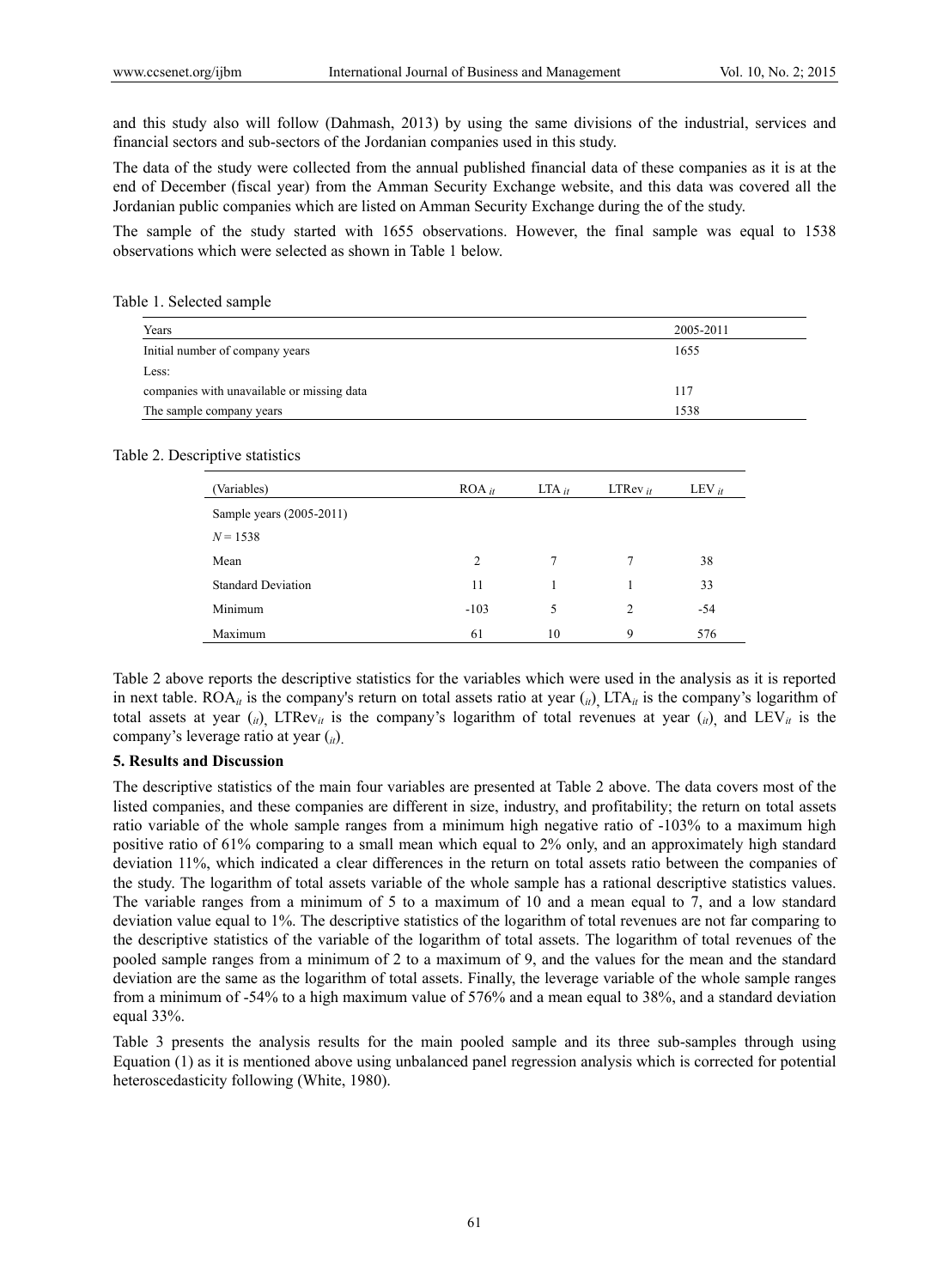and this study also will follow (Dahmash, 2013) by using the same divisions of the industrial, services and financial sectors and sub-sectors of the Jordanian companies used in this study.

The data of the study were collected from the annual published financial data of these companies as it is at the end of December (fiscal year) from the Amman Security Exchange website, and this data was covered all the Jordanian public companies which are listed on Amman Security Exchange during the of the study.

The sample of the study started with 1655 observations. However, the final sample was equal to 1538 observations which were selected as shown in Table 1 below.

Table 1. Selected sample

| Years | 2005-2011 |
|---|---|
| Initial number of company years | 1655 |
| Less: | |
| companies with unavailable or missing data | 117 |
| The sample company years | 1538 |

Table 2. Descriptive statistics

| (Variables) | $ROA_{it}$ | $LTA_{it}$ | $LTRev_{it}$ | $LEV_{it}$ |
|---|---|---|---|---|
| Sample years (2005-2011) | | | | |
| $N = 1538$ | | | | |
| Mean | 2 | 7 | 7 | 38 |
| Standard Deviation | 11 | 1 | 1 | 33 |
| Minimum | -103 | 5 | 2 | -54 |
| Maximum | 61 | 10 | 9 | 576 |

Table 2 above reports the descriptive statistics for the variables which were used in the analysis as it is reported in next table. $ROA_{it}$ is the company's return on total assets ratio at year $(_{it})$, $LTA_{it}$ is the company's logarithm of total assets at year $(_{it})$, $LTRev_{it}$ is the company's logarithm of total revenues at year $(_{it})$, and $LEV_{it}$ is the company's leverage ratio at year $(_{it})$.

**5. Results and Discussion**

The descriptive statistics of the main four variables are presented at Table 2 above. The data covers most of the listed companies, and these companies are different in size, industry, and profitability; the return on total assets ratio variable of the whole sample ranges from a minimum high negative ratio of -103% to a maximum high positive ratio of 61% comparing to a small mean which equal to 2% only, and an approximately high standard deviation 11%, which indicated a clear differences in the return on total assets ratio between the companies of the study. The logarithm of total assets variable of the whole sample has a rational descriptive statistics values. The variable ranges from a minimum of 5 to a maximum of 10 and a mean equal to 7, and a low standard deviation value equal to 1%. The descriptive statistics of the logarithm of total revenues are not far comparing to the descriptive statistics of the variable of the logarithm of total assets. The logarithm of total revenues of the pooled sample ranges from a minimum of 2 to a maximum of 9, and the values for the mean and the standard deviation are the same as the logarithm of total assets. Finally, the leverage variable of the whole sample ranges from a minimum of -54% to a high maximum value of 576% and a mean equal to 38%, and a standard deviation equal 33%.

Table 3 presents the analysis results for the main pooled sample and its three sub-samples through using Equation (1) as it is mentioned above using unbalanced panel regression analysis which is corrected for potential heteroscedasticity following (White, 1980).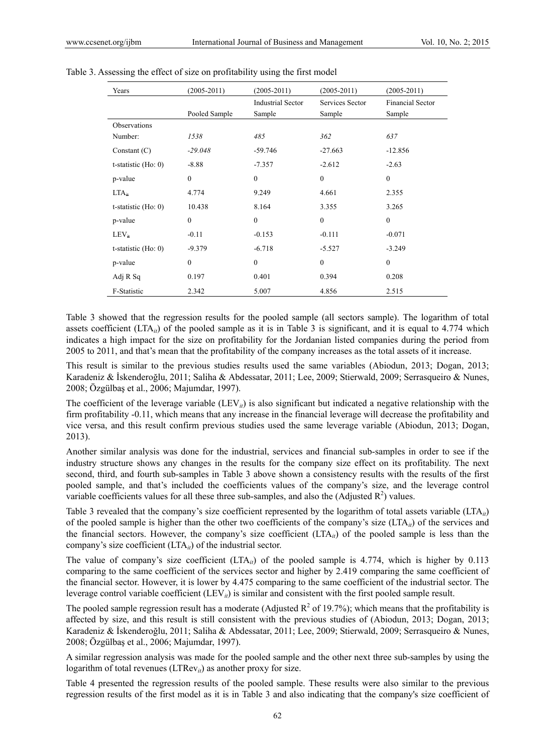Table 3. Assessing the effect of size on profitability using the first model

| Years | (2005-2011) | (2005-2011) | (2005-2011) | (2005-2011) |
|---|---|---|---|---|
| | Pooled Sample | Industrial Sector Sample | Services Sector Sample | Financial Sector Sample |
| Observations Number: | *1538* | *485* | *362* | *637* |
| Constant (C) | *-29.048* | -59.746 | -27.663 | -12.856 |
| t-statistic (Ho: 0) | -8.88 | -7.357 | -2.612 | -2.63 |
| p-value | 0 | 0 | 0 | 0 |
| $LTA_{it}$ | 4.774 | 9.249 | 4.661 | 2.355 |
| t-statistic (Ho: 0) | 10.438 | 8.164 | 3.355 | 3.265 |
| p-value | 0 | 0 | 0 | 0 |
| $LEV_{it}$ | -0.11 | -0.153 | -0.111 | -0.071 |
| t-statistic (Ho: 0) | -9.379 | -6.718 | -5.527 | -3.249 |
| p-value | 0 | 0 | 0 | 0 |
| Adj R Sq | 0.197 | 0.401 | 0.394 | 0.208 |
| F-Statistic | 2.342 | 5.007 | 4.856 | 2.515 |

Table 3 showed that the regression results for the pooled sample (all sectors sample). The logarithm of total assets coefficient ($LTA_{it}$) of the pooled sample as it is in Table 3 is significant, and it is equal to 4.774 which indicates a high impact for the size on profitability for the Jordanian listed companies during the period from 2005 to 2011, and that's mean that the profitability of the company increases as the total assets of it increase.

This result is similar to the previous studies results used the same variables (Abiodun, 2013; Dogan, 2013; Karadeniz & İskenderoğlu, 2011; Saliha & Abdessatar, 2011; Lee, 2009; Stierwald, 2009; Serrasqueiro & Nunes, 2008; Özgülbaş et al., 2006; Majumdar, 1997).

The coefficient of the leverage variable ($LEV_{it}$) is also significant but indicated a negative relationship with the firm profitability -0.11, which means that any increase in the financial leverage will decrease the profitability and vice versa, and this result confirm previous studies used the same leverage variable (Abiodun, 2013; Dogan, 2013).

Another similar analysis was done for the industrial, services and financial sub-samples in order to see if the industry structure shows any changes in the results for the company size effect on its profitability. The next second, third, and fourth sub-samples in Table 3 above shown a consistency results with the results of the first pooled sample, and that's included the coefficients values of the company's size, and the leverage control variable coefficients values for all these three sub-samples, and also the (Adjusted $R^2$) values.

Table 3 revealed that the company's size coefficient represented by the logarithm of total assets variable ($LTA_{it}$) of the pooled sample is higher than the other two coefficients of the company's size ($LTA_{it}$) of the services and the financial sectors. However, the company's size coefficient ($LTA_{it}$) of the pooled sample is less than the company's size coefficient ($LTA_{it}$) of the industrial sector.

The value of company's size coefficient ($LTA_{it}$) of the pooled sample is 4.774, which is higher by 0.113 comparing to the same coefficient of the services sector and higher by 2.419 comparing the same coefficient of the financial sector. However, it is lower by 4.475 comparing to the same coefficient of the industrial sector. The leverage control variable coefficient ($LEV_{it}$) is similar and consistent with the first pooled sample result.

The pooled sample regression result has a moderate (Adjusted $R^2$ of 19.7%); which means that the profitability is affected by size, and this result is still consistent with the previous studies of (Abiodun, 2013; Dogan, 2013; Karadeniz & İskenderoğlu, 2011; Saliha & Abdessatar, 2011; Lee, 2009; Stierwald, 2009; Serrasqueiro & Nunes, 2008; Özgülbaş et al., 2006; Majumdar, 1997).

A similar regression analysis was made for the pooled sample and the other next three sub-samples by using the logarithm of total revenues ($LTRev_{it}$) as another proxy for size.

Table 4 presented the regression results of the pooled sample. These results were also similar to the previous regression results of the first model as it is in Table 3 and also indicating that the company's size coefficient of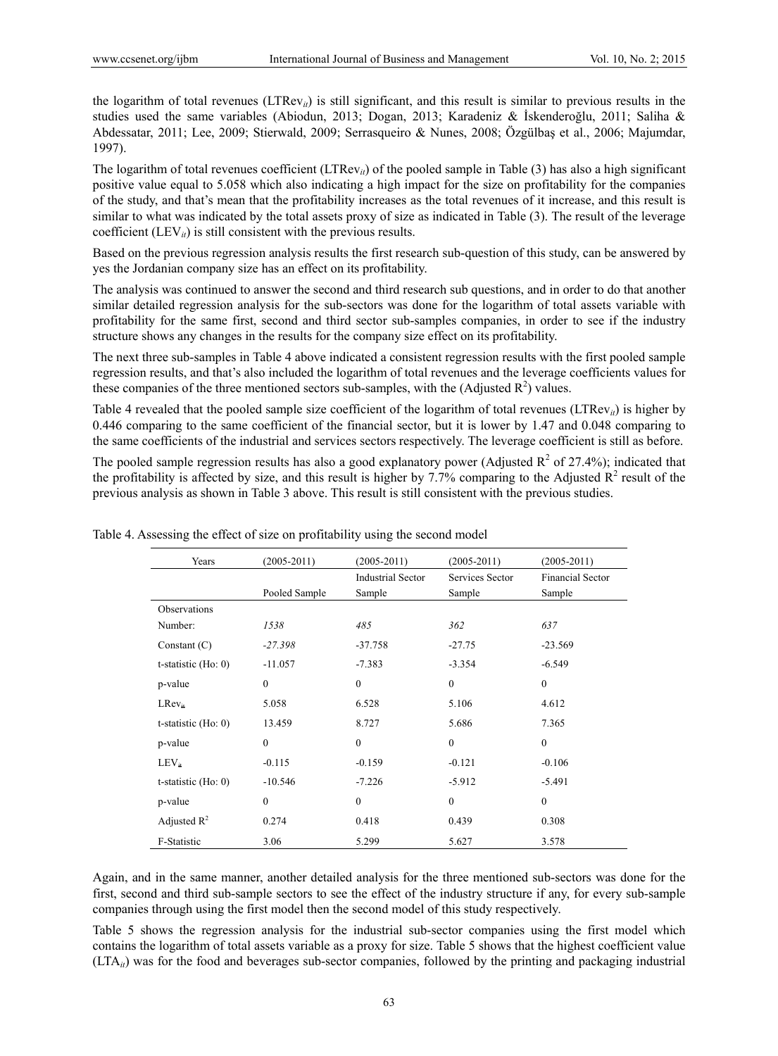the logarithm of total revenues ($LTRev_{it}$) is still significant, and this result is similar to previous results in the studies used the same variables (Abiodun, 2013; Dogan, 2013; Karadeniz & İskenderoğlu, 2011; Saliha & Abdessatar, 2011; Lee, 2009; Stierwald, 2009; Serrasqueiro & Nunes, 2008; Özgülbaş et al., 2006; Majumdar, 1997).

The logarithm of total revenues coefficient ($LTRev_{it}$) of the pooled sample in Table (3) has also a high significant positive value equal to 5.058 which also indicating a high impact for the size on profitability for the companies of the study, and that's mean that the profitability increases as the total revenues of it increase, and this result is similar to what was indicated by the total assets proxy of size as indicated in Table (3). The result of the leverage coefficient ($LEV_{it}$) is still consistent with the previous results.

Based on the previous regression analysis results the first research sub-question of this study, can be answered by yes the Jordanian company size has an effect on its profitability.

The analysis was continued to answer the second and third research sub questions, and in order to do that another similar detailed regression analysis for the sub-sectors was done for the logarithm of total assets variable with profitability for the same first, second and third sector sub-samples companies, in order to see if the industry structure shows any changes in the results for the company size effect on its profitability.

The next three sub-samples in Table 4 above indicated a consistent regression results with the first pooled sample regression results, and that's also included the logarithm of total revenues and the leverage coefficients values for these companies of the three mentioned sectors sub-samples, with the (Adjusted $R^2$) values.

Table 4 revealed that the pooled sample size coefficient of the logarithm of total revenues ($LTRev_{it}$) is higher by 0.446 comparing to the same coefficient of the financial sector, but it is lower by 1.47 and 0.048 comparing to the same coefficients of the industrial and services sectors respectively. The leverage coefficient is still as before.

The pooled sample regression results has also a good explanatory power (Adjusted $R^2$ of 27.4%); indicated that the profitability is affected by size, and this result is higher by 7.7% comparing to the Adjusted $R^2$ result of the previous analysis as shown in Table 3 above. This result is still consistent with the previous studies.

Table 4. Assessing the effect of size on profitability using the second model

| Years | (2005-2011) | (2005-2011) | (2005-2011) | (2005-2011) |
|---|---|---|---|---|
| | Pooled Sample | Industrial Sector Sample | Services Sector Sample | Financial Sector Sample |
| Observations Number: | *1538* | *485* | *362* | *637* |
| Constant (C) | *-27.398* | -37.758 | -27.75 | -23.569 |
| t-statistic (Ho: 0) | -11.057 | -7.383 | -3.354 | -6.549 |
| p-value | 0 | 0 | 0 | 0 |
| $LRev_{it}$ | 5.058 | 6.528 | 5.106 | 4.612 |
| t-statistic (Ho: 0) | 13.459 | 8.727 | 5.686 | 7.365 |
| p-value | 0 | 0 | 0 | 0 |
| $LEV_{it}$ | -0.115 | -0.159 | -0.121 | -0.106 |
| t-statistic (Ho: 0) | -10.546 | -7.226 | -5.912 | -5.491 |
| p-value | 0 | 0 | 0 | 0 |
| Adjusted $R^2$ | 0.274 | 0.418 | 0.439 | 0.308 |
| F-Statistic | 3.06 | 5.299 | 5.627 | 3.578 |

Again, and in the same manner, another detailed analysis for the three mentioned sub-sectors was done for the first, second and third sub-sample sectors to see the effect of the industry structure if any, for every sub-sample companies through using the first model then the second model of this study respectively.

Table 5 shows the regression analysis for the industrial sub-sector companies using the first model which contains the logarithm of total assets variable as a proxy for size. Table 5 shows that the highest coefficient value ($LTA_{it}$) was for the food and beverages sub-sector companies, followed by the printing and packaging industrial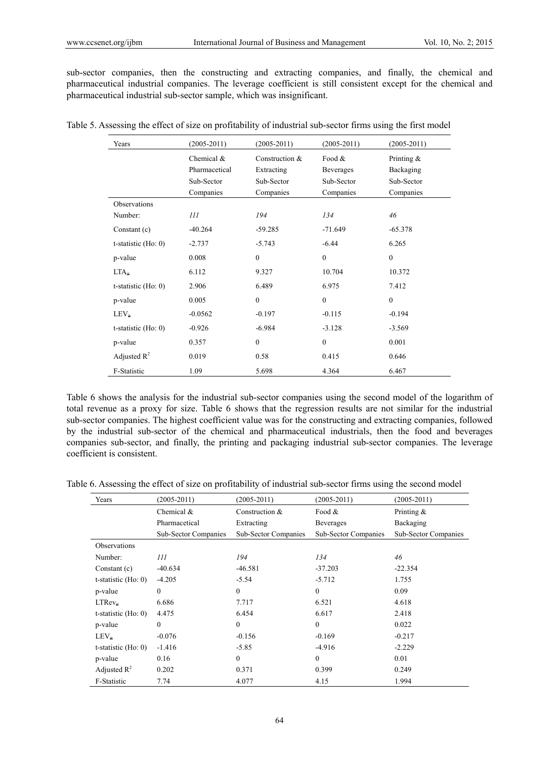sub-sector companies, then the constructing and extracting companies, and finally, the chemical and pharmaceutical industrial companies. The leverage coefficient is still consistent except for the chemical and pharmaceutical industrial sub-sector sample, which was insignificant.

Table 5. Assessing the effect of size on profitability of industrial sub-sector firms using the first model

| Years | (2005-2011) | (2005-2011) | (2005-2011) | (2005-2011) |
|---|---|---|---|---|
| | Chemical & Pharmaceutical Sub-Sector Companies | Construction & Extracting Sub-Sector Companies | Food & Beverages Sub-Sector Companies | Printing & Backaging Sub-Sector Companies |
| Observations Number: | *111* | *194* | *134* | *46* |
| Constant (c) | -40.264 | -59.285 | -71.649 | -65.378 |
| t-statistic (Ho: 0) | -2.737 | -5.743 | -6.44 | 6.265 |
| p-value | 0.008 | 0 | 0 | 0 |
| $LTA_{it}$ | 6.112 | 9.327 | 10.704 | 10.372 |
| t-statistic (Ho: 0) | 2.906 | 6.489 | 6.975 | 7.412 |
| p-value | 0.005 | 0 | 0 | 0 |
| $LEV_{it}$ | -0.0562 | -0.197 | -0.115 | -0.194 |
| t-statistic (Ho: 0) | -0.926 | -6.984 | -3.128 | -3.569 |
| p-value | 0.357 | 0 | 0 | 0.001 |
| Adjusted $R^2$ | 0.019 | 0.58 | 0.415 | 0.646 |
| F-Statistic | 1.09 | 5.698 | 4.364 | 6.467 |

Table 6 shows the analysis for the industrial sub-sector companies using the second model of the logarithm of total revenue as a proxy for size. Table 6 shows that the regression results are not similar for the industrial sub-sector companies. The highest coefficient value was for the constructing and extracting companies, followed by the industrial sub-sector of the chemical and pharmaceutical industrials, then the food and beverages companies sub-sector, and finally, the printing and packaging industrial sub-sector companies. The leverage coefficient is consistent.

Table 6. Assessing the effect of size on profitability of industrial sub-sector firms using the second model

| Years | (2005-2011) | (2005-2011) | (2005-2011) | (2005-2011) |
|---|---|---|---|---|
| | Chemical & Pharmaceutical Sub-Sector Companies | Construction & Extracting Sub-Sector Companies | Food & Beverages Sub-Sector Companies | Printing & Backaging Sub-Sector Companies |
| Observations Number: | *111* | *194* | *134* | *46* |
| Constant (c) | -40.634 | -46.581 | -37.203 | -22.354 |
| t-statistic (Ho: 0) | -4.205 | -5.54 | -5.712 | 1.755 |
| p-value | 0 | 0 | 0 | 0.09 |
| $LTRev_{it}$ | 6.686 | 7.717 | 6.521 | 4.618 |
| t-statistic (Ho: 0) | 4.475 | 6.454 | 6.617 | 2.418 |
| p-value | 0 | 0 | 0 | 0.022 |
| $LEV_{it}$ | -0.076 | -0.156 | -0.169 | -0.217 |
| t-statistic (Ho: 0) | -1.416 | -5.85 | -4.916 | -2.229 |
| p-value | 0.16 | 0 | 0 | 0.01 |
| Adjusted $R^2$ | 0.202 | 0.371 | 0.399 | 0.249 |
| F-Statistic | 7.74 | 4.077 | 4.15 | 1.994 |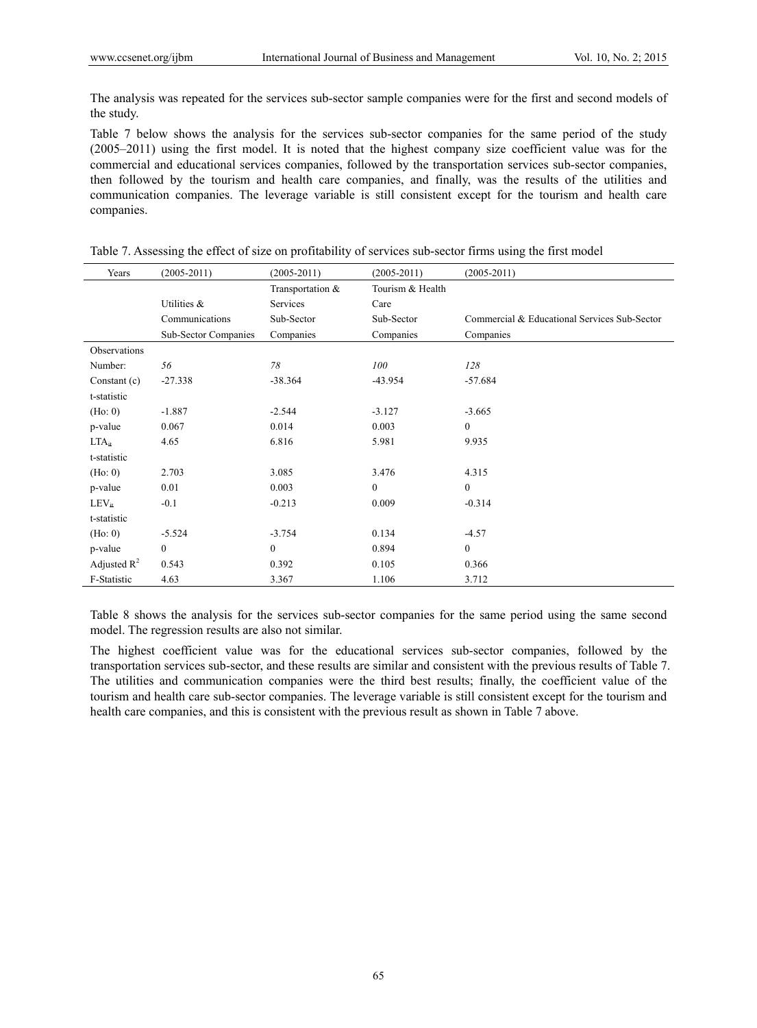The analysis was repeated for the services sub-sector sample companies were for the first and second models of the study.

Table 7 below shows the analysis for the services sub-sector companies for the same period of the study (2005–2011) using the first model. It is noted that the highest company size coefficient value was for the commercial and educational services companies, followed by the transportation services sub-sector companies, then followed by the tourism and health care companies, and finally, was the results of the utilities and communication companies. The leverage variable is still consistent except for the tourism and health care companies.

Table 7. Assessing the effect of size on profitability of services sub-sector firms using the first model

| Years | (2005-2011) | (2005-2011) | (2005-2011) | (2005-2011) |
|---|---|---|---|---|
| | Utilities & Communications Sub-Sector Companies | Transportation & Services Sub-Sector Companies | Tourism & Health Care Sub-Sector Companies | Commercial & Educational Services Sub-Sector Companies |
| Observations Number: | *56* | *78* | *100* | *128* |
| Constant (c) | -27.338 | -38.364 | -43.954 | -57.684 |
| t-statistic (Ho: 0) | -1.887 | -2.544 | -3.127 | -3.665 |
| p-value | 0.067 | 0.014 | 0.003 | 0 |
| $LTA_{it}$ | 4.65 | 6.816 | 5.981 | 9.935 |
| t-statistic (Ho: 0) | 2.703 | 3.085 | 3.476 | 4.315 |
| p-value | 0.01 | 0.003 | 0 | 0 |
| $LEV_{it}$ | -0.1 | -0.213 | 0.009 | -0.314 |
| t-statistic (Ho: 0) | -5.524 | -3.754 | 0.134 | -4.57 |
| p-value | 0 | 0 | 0.894 | 0 |
| Adjusted $R^2$ | 0.543 | 0.392 | 0.105 | 0.366 |
| F-Statistic | 4.63 | 3.367 | 1.106 | 3.712 |

Table 8 shows the analysis for the services sub-sector companies for the same period using the same second model. The regression results are also not similar.

The highest coefficient value was for the educational services sub-sector companies, followed by the transportation services sub-sector, and these results are similar and consistent with the previous results of Table 7. The utilities and communication companies were the third best results; finally, the coefficient value of the tourism and health care sub-sector companies. The leverage variable is still consistent except for the tourism and health care companies, and this is consistent with the previous result as shown in Table 7 above.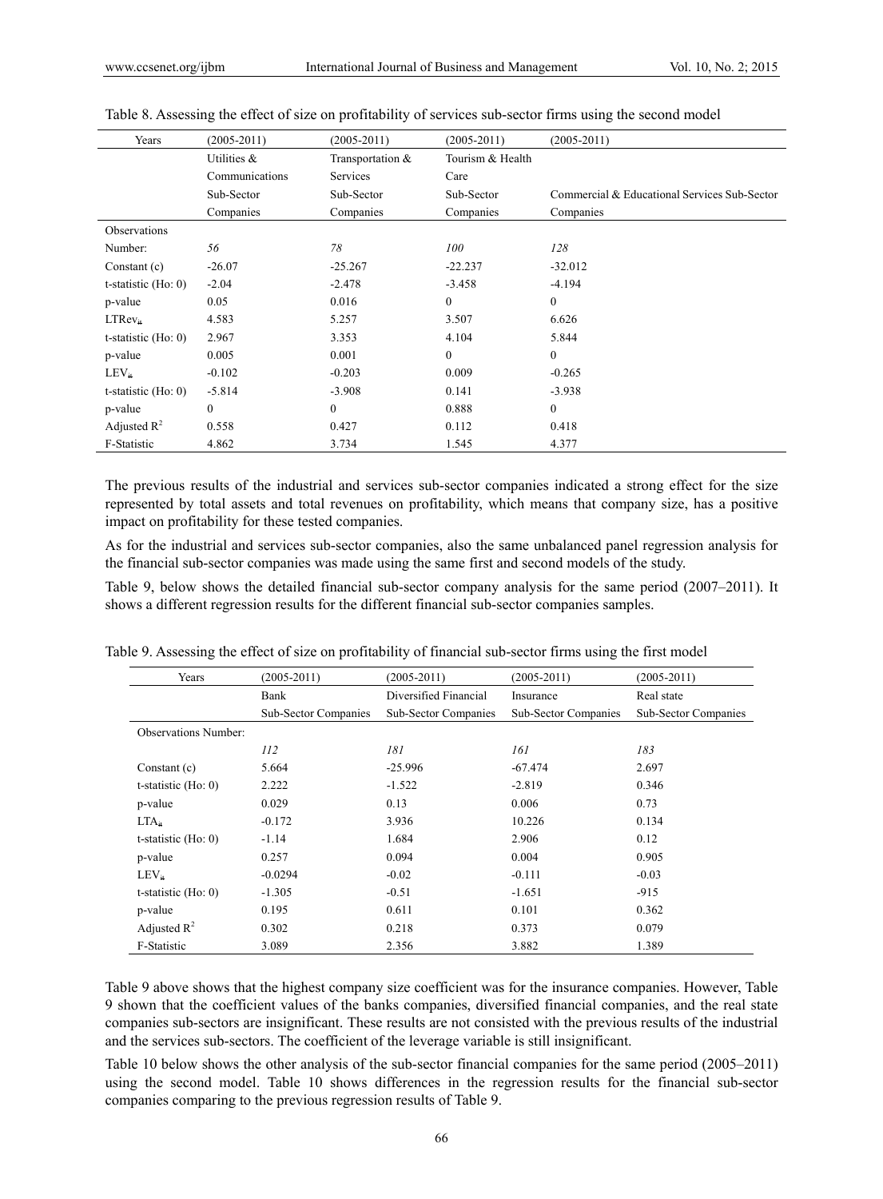Table 8. Assessing the effect of size on profitability of services sub-sector firms using the second model

| Years | (2005-2011) | (2005-2011) | (2005-2011) | (2005-2011) |
|---|---|---|---|---|
| | Utilities & Communications Sub-Sector Companies | Transportation & Services Sub-Sector Companies | Tourism & Health Care Sub-Sector Companies | Commercial & Educational Services Sub-Sector Companies |
| Observations Number: | *56* | *78* | *100* | *128* |
| Constant (c) | -26.07 | -25.267 | -22.237 | -32.012 |
| t-statistic (Ho: 0) | -2.04 | -2.478 | -3.458 | -4.194 |
| p-value | 0.05 | 0.016 | 0 | 0 |
| $LTRev_{it}$ | 4.583 | 5.257 | 3.507 | 6.626 |
| t-statistic (Ho: 0) | 2.967 | 3.353 | 4.104 | 5.844 |
| p-value | 0.005 | 0.001 | 0 | 0 |
| $LEV_{it}$ | -0.102 | -0.203 | 0.009 | -0.265 |
| t-statistic (Ho: 0) | -5.814 | -3.908 | 0.141 | -3.938 |
| p-value | 0 | 0 | 0.888 | 0 |
| Adjusted $R^2$ | 0.558 | 0.427 | 0.112 | 0.418 |
| F-Statistic | 4.862 | 3.734 | 1.545 | 4.377 |

The previous results of the industrial and services sub-sector companies indicated a strong effect for the size represented by total assets and total revenues on profitability, which means that company size, has a positive impact on profitability for these tested companies.

As for the industrial and services sub-sector companies, also the same unbalanced panel regression analysis for the financial sub-sector companies was made using the same first and second models of the study.

Table 9, below shows the detailed financial sub-sector company analysis for the same period (2007–2011). It shows a different regression results for the different financial sub-sector companies samples.

Table 9. Assessing the effect of size on profitability of financial sub-sector firms using the first model

| Years | (2005-2011) | (2005-2011) | (2005-2011) | (2005-2011) |
|---|---|---|---|---|
| | Bank Sub-Sector Companies | Diversified Financial Sub-Sector Companies | Insurance Sub-Sector Companies | Real state Sub-Sector Companies |
| Observations Number: | *112* | *181* | *161* | *183* |
| Constant (c) | 5.664 | -25.996 | -67.474 | 2.697 |
| t-statistic (Ho: 0) | 2.222 | -1.522 | -2.819 | 0.346 |
| p-value | 0.029 | 0.13 | 0.006 | 0.73 |
| $LTA_{it}$ | -0.172 | 3.936 | 10.226 | 0.134 |
| t-statistic (Ho: 0) | -1.14 | 1.684 | 2.906 | 0.12 |
| p-value | 0.257 | 0.094 | 0.004 | 0.905 |
| $LEV_{it}$ | -0.0294 | -0.02 | -0.111 | -0.03 |
| t-statistic (Ho: 0) | -1.305 | -0.51 | -1.651 | -915 |
| p-value | 0.195 | 0.611 | 0.101 | 0.362 |
| Adjusted $R^2$ | 0.302 | 0.218 | 0.373 | 0.079 |
| F-Statistic | 3.089 | 2.356 | 3.882 | 1.389 |

Table 9 above shows that the highest company size coefficient was for the insurance companies. However, Table 9 shown that the coefficient values of the banks companies, diversified financial companies, and the real state companies sub-sectors are insignificant. These results are not consisted with the previous results of the industrial and the services sub-sectors. The coefficient of the leverage variable is still insignificant.

Table 10 below shows the other analysis of the sub-sector financial companies for the same period (2005–2011) using the second model. Table 10 shows differences in the regression results for the financial sub-sector companies comparing to the previous regression results of Table 9.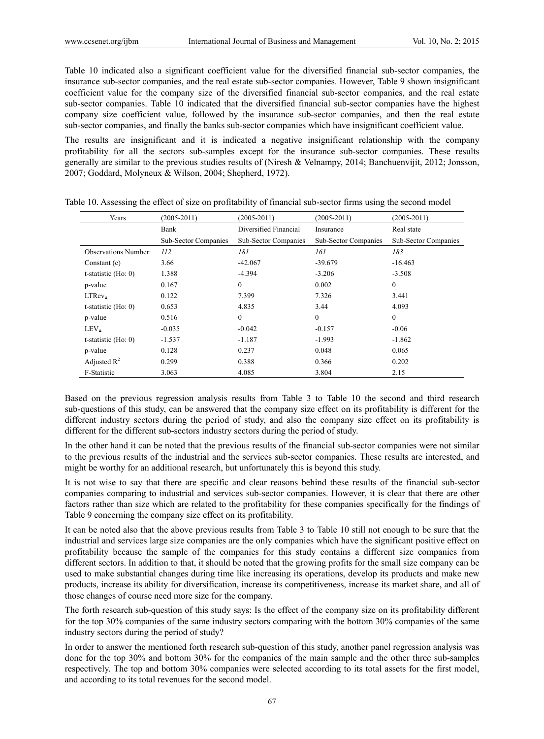Table 10 indicated also a significant coefficient value for the diversified financial sub-sector companies, the insurance sub-sector companies, and the real estate sub-sector companies. However, Table 9 shown insignificant coefficient value for the company size of the diversified financial sub-sector companies, and the real estate sub-sector companies. Table 10 indicated that the diversified financial sub-sector companies have the highest company size coefficient value, followed by the insurance sub-sector companies, and then the real estate sub-sector companies, and finally the banks sub-sector companies which have insignificant coefficient value.

The results are insignificant and it is indicated a negative insignificant relationship with the company profitability for all the sectors sub-samples except for the insurance sub-sector companies. These results generally are similar to the previous studies results of (Niresh & Velnampy, 2014; Banchuenvijit, 2012; Jonsson, 2007; Goddard, Molyneux & Wilson, 2004; Shepherd, 1972).

Table 10. Assessing the effect of size on profitability of financial sub-sector firms using the second model

| Years | (2005-2011) | (2005-2011) | (2005-2011) | (2005-2011) |
|---|---|---|---|---|
| | Bank | Diversified Financial | Insurance | Real state |
| | Sub-Sector Companies | Sub-Sector Companies | Sub-Sector Companies | Sub-Sector Companies |
| Observations Number: | *112* | *181* | *161* | *183* |
| Constant (c) | 3.66 | -42.067 | -39.679 | -16.463 |
| t-statistic (Ho: 0) | 1.388 | -4.394 | -3.206 | -3.508 |
| p-value | 0.167 | 0 | 0.002 | 0 |
| $LTRev_{it}$ | 0.122 | 7.399 | 7.326 | 3.441 |
| t-statistic (Ho: 0) | 0.653 | 4.835 | 3.44 | 4.093 |
| p-value | 0.516 | 0 | 0 | 0 |
| $LEV_{it}$ | -0.035 | -0.042 | -0.157 | -0.06 |
| t-statistic (Ho: 0) | -1.537 | -1.187 | -1.993 | -1.862 |
| p-value | 0.128 | 0.237 | 0.048 | 0.065 |
| Adjusted $R^2$ | 0.299 | 0.388 | 0.366 | 0.202 |
| F-Statistic | 3.063 | 4.085 | 3.804 | 2.15 |

Based on the previous regression analysis results from Table 3 to Table 10 the second and third research sub-questions of this study, can be answered that the company size effect on its profitability is different for the different industry sectors during the period of study, and also the company size effect on its profitability is different for the different sub-sectors industry sectors during the period of study.

In the other hand it can be noted that the previous results of the financial sub-sector companies were not similar to the previous results of the industrial and the services sub-sector companies. These results are interested, and might be worthy for an additional research, but unfortunately this is beyond this study.

It is not wise to say that there are specific and clear reasons behind these results of the financial sub-sector companies comparing to industrial and services sub-sector companies. However, it is clear that there are other factors rather than size which are related to the profitability for these companies specifically for the findings of Table 9 concerning the company size effect on its profitability.

It can be noted also that the above previous results from Table 3 to Table 10 still not enough to be sure that the industrial and services large size companies are the only companies which have the significant positive effect on profitability because the sample of the companies for this study contains a different size companies from different sectors. In addition to that, it should be noted that the growing profits for the small size company can be used to make substantial changes during time like increasing its operations, develop its products and make new products, increase its ability for diversification, increase its competitiveness, increase its market share, and all of those changes of course need more size for the company.

The forth research sub-question of this study says: Is the effect of the company size on its profitability different for the top 30% companies of the same industry sectors comparing with the bottom 30% companies of the same industry sectors during the period of study?

In order to answer the mentioned forth research sub-question of this study, another panel regression analysis was done for the top 30% and bottom 30% for the companies of the main sample and the other three sub-samples respectively. The top and bottom 30% companies were selected according to its total assets for the first model, and according to its total revenues for the second model.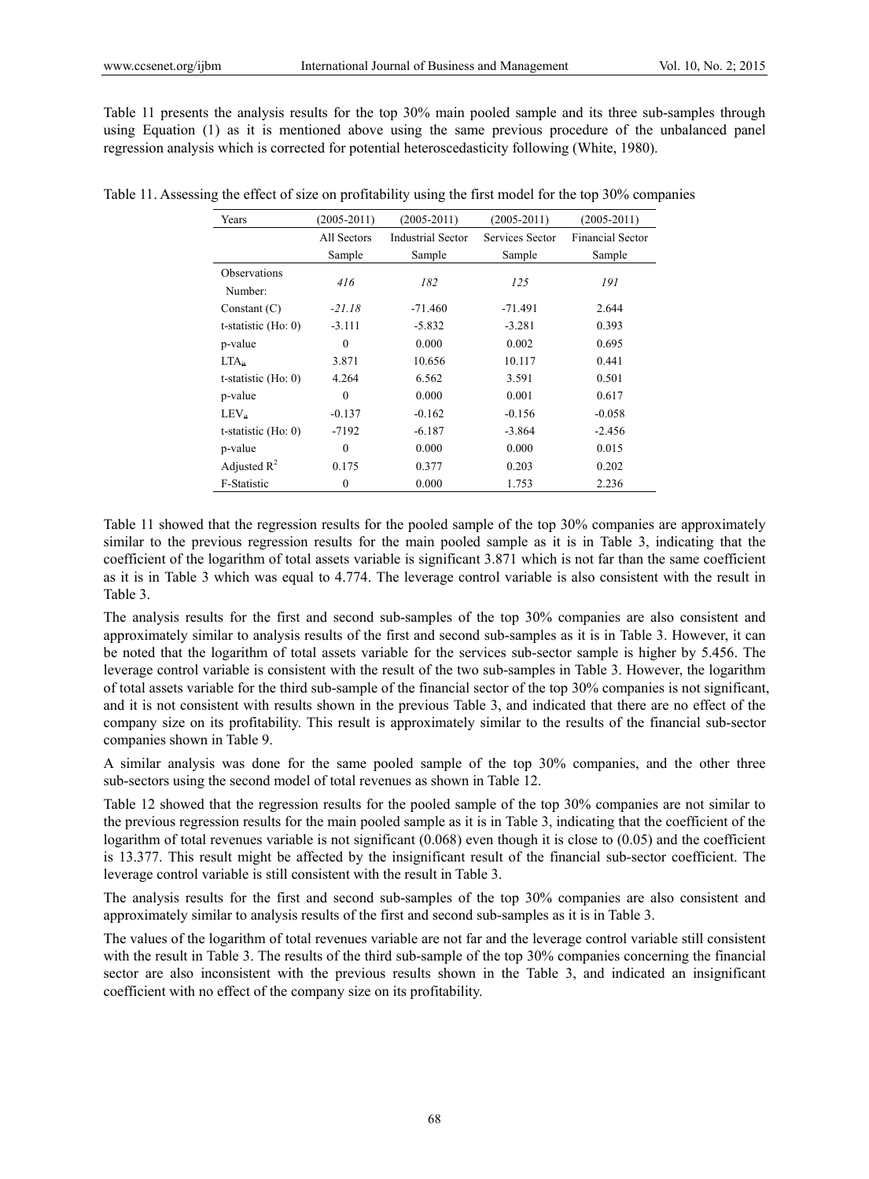Table 11 presents the analysis results for the top 30% main pooled sample and its three sub-samples through using Equation (1) as it is mentioned above using the same previous procedure of the unbalanced panel regression analysis which is corrected for potential heteroscedasticity following (White, 1980).

Table 11. Assessing the effect of size on profitability using the first model for the top 30% companies

| Years | (2005-2011) | (2005-2011) | (2005-2011) | (2005-2011) |
|---|---|---|---|---|
| | All Sectors Sample | Industrial Sector Sample | Services Sector Sample | Financial Sector Sample |
| Observations Number: | *416* | *182* | *125* | *191* |
| Constant (C) | *-21.18* | -71.460 | -71.491 | 2.644 |
| t-statistic (Ho: 0) | -3.111 | -5.832 | -3.281 | 0.393 |
| p-value | 0 | 0.000 | 0.002 | 0.695 |
| $LTA_{it}$ | 3.871 | 10.656 | 10.117 | 0.441 |
| t-statistic (Ho: 0) | 4.264 | 6.562 | 3.591 | 0.501 |
| p-value | 0 | 0.000 | 0.001 | 0.617 |
| $LEV_{it}$ | -0.137 | -0.162 | -0.156 | -0.058 |
| t-statistic (Ho: 0) | -7192 | -6.187 | -3.864 | -2.456 |
| p-value | 0 | 0.000 | 0.000 | 0.015 |
| Adjusted $R^2$ | 0.175 | 0.377 | 0.203 | 0.202 |
| F-Statistic | 0 | 0.000 | 1.753 | 2.236 |

Table 11 showed that the regression results for the pooled sample of the top 30% companies are approximately similar to the previous regression results for the main pooled sample as it is in Table 3, indicating that the coefficient of the logarithm of total assets variable is significant 3.871 which is not far than the same coefficient as it is in Table 3 which was equal to 4.774. The leverage control variable is also consistent with the result in Table 3.

The analysis results for the first and second sub-samples of the top 30% companies are also consistent and approximately similar to analysis results of the first and second sub-samples as it is in Table 3. However, it can be noted that the logarithm of total assets variable for the services sub-sector sample is higher by 5.456. The leverage control variable is consistent with the result of the two sub-samples in Table 3. However, the logarithm of total assets variable for the third sub-sample of the financial sector of the top 30% companies is not significant, and it is not consistent with results shown in the previous Table 3, and indicated that there are no effect of the company size on its profitability. This result is approximately similar to the results of the financial sub-sector companies shown in Table 9.

A similar analysis was done for the same pooled sample of the top 30% companies, and the other three sub-sectors using the second model of total revenues as shown in Table 12.

Table 12 showed that the regression results for the pooled sample of the top 30% companies are not similar to the previous regression results for the main pooled sample as it is in Table 3, indicating that the coefficient of the logarithm of total revenues variable is not significant (0.068) even though it is close to (0.05) and the coefficient is 13.377. This result might be affected by the insignificant result of the financial sub-sector coefficient. The leverage control variable is still consistent with the result in Table 3.

The analysis results for the first and second sub-samples of the top 30% companies are also consistent and approximately similar to analysis results of the first and second sub-samples as it is in Table 3.

The values of the logarithm of total revenues variable are not far and the leverage control variable still consistent with the result in Table 3. The results of the third sub-sample of the top 30% companies concerning the financial sector are also inconsistent with the previous results shown in the Table 3, and indicated an insignificant coefficient with no effect of the company size on its profitability.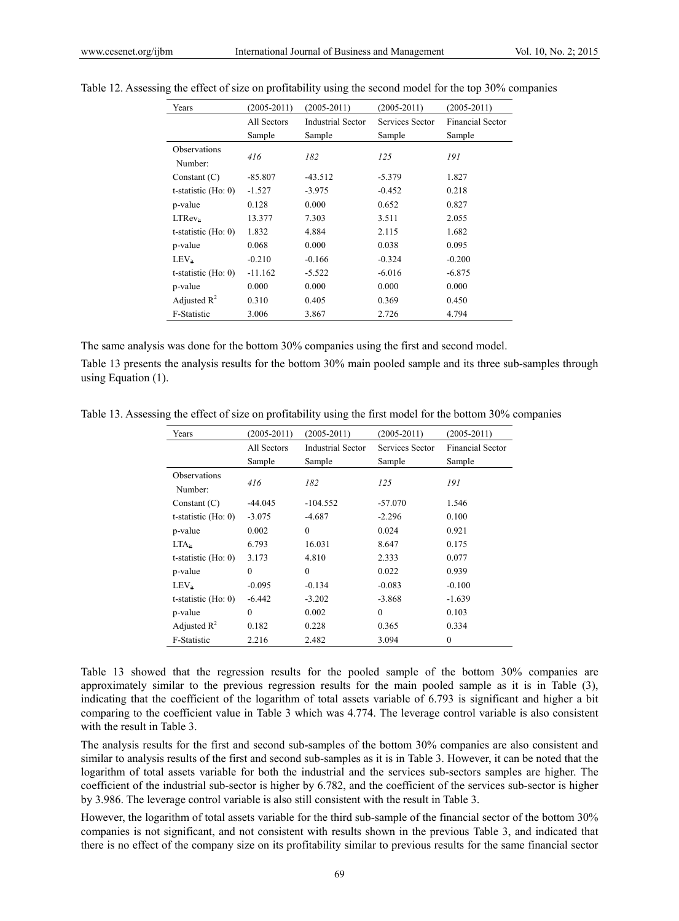Table 12. Assessing the effect of size on profitability using the second model for the top 30% companies

| Years | (2005-2011) | (2005-2011) | (2005-2011) | (2005-2011) |
|---|---|---|---|---|
| | All Sectors Sample | Industrial Sector Sample | Services Sector Sample | Financial Sector Sample |
| Observations Number: | *416* | *182* | *125* | *191* |
| Constant (C) | -85.807 | -43.512 | -5.379 | 1.827 |
| t-statistic (Ho: 0) | -1.527 | -3.975 | -0.452 | 0.218 |
| p-value | 0.128 | 0.000 | 0.652 | 0.827 |
| $LTRev_{it}$ | 13.377 | 7.303 | 3.511 | 2.055 |
| t-statistic (Ho: 0) | 1.832 | 4.884 | 2.115 | 1.682 |
| p-value | 0.068 | 0.000 | 0.038 | 0.095 |
| $LEV_{it}$ | -0.210 | -0.166 | -0.324 | -0.200 |
| t-statistic (Ho: 0) | -11.162 | -5.522 | -6.016 | -6.875 |
| p-value | 0.000 | 0.000 | 0.000 | 0.000 |
| Adjusted $R^2$ | 0.310 | 0.405 | 0.369 | 0.450 |
| F-Statistic | 3.006 | 3.867 | 2.726 | 4.794 |

The same analysis was done for the bottom 30% companies using the first and second model.

Table 13 presents the analysis results for the bottom 30% main pooled sample and its three sub-samples through using Equation (1).

Table 13. Assessing the effect of size on profitability using the first model for the bottom 30% companies

| Years | (2005-2011) | (2005-2011) | (2005-2011) | (2005-2011) |
|---|---|---|---|---|
| | All Sectors Sample | Industrial Sector Sample | Services Sector Sample | Financial Sector Sample |
| Observations Number: | *416* | *182* | *125* | *191* |
| Constant (C) | -44.045 | -104.552 | -57.070 | 1.546 |
| t-statistic (Ho: 0) | -3.075 | -4.687 | -2.296 | 0.100 |
| p-value | 0.002 | 0 | 0.024 | 0.921 |
| $LTA_{it}$ | 6.793 | 16.031 | 8.647 | 0.175 |
| t-statistic (Ho: 0) | 3.173 | 4.810 | 2.333 | 0.077 |
| p-value | 0 | 0 | 0.022 | 0.939 |
| $LEV_{it}$ | -0.095 | -0.134 | -0.083 | -0.100 |
| t-statistic (Ho: 0) | -6.442 | -3.202 | -3.868 | -1.639 |
| p-value | 0 | 0.002 | 0 | 0.103 |
| Adjusted $R^2$ | 0.182 | 0.228 | 0.365 | 0.334 |
| F-Statistic | 2.216 | 2.482 | 3.094 | 0 |

Table 13 showed that the regression results for the pooled sample of the bottom 30% companies are approximately similar to the previous regression results for the main pooled sample as it is in Table (3), indicating that the coefficient of the logarithm of total assets variable of 6.793 is significant and higher a bit comparing to the coefficient value in Table 3 which was 4.774. The leverage control variable is also consistent with the result in Table 3.

The analysis results for the first and second sub-samples of the bottom 30% companies are also consistent and similar to analysis results of the first and second sub-samples as it is in Table 3. However, it can be noted that the logarithm of total assets variable for both the industrial and the services sub-sectors samples are higher. The coefficient of the industrial sub-sector is higher by 6.782, and the coefficient of the services sub-sector is higher by 3.986. The leverage control variable is also still consistent with the result in Table 3.

However, the logarithm of total assets variable for the third sub-sample of the financial sector of the bottom 30% companies is not significant, and not consistent with results shown in the previous Table 3, and indicated that there is no effect of the company size on its profitability similar to previous results for the same financial sector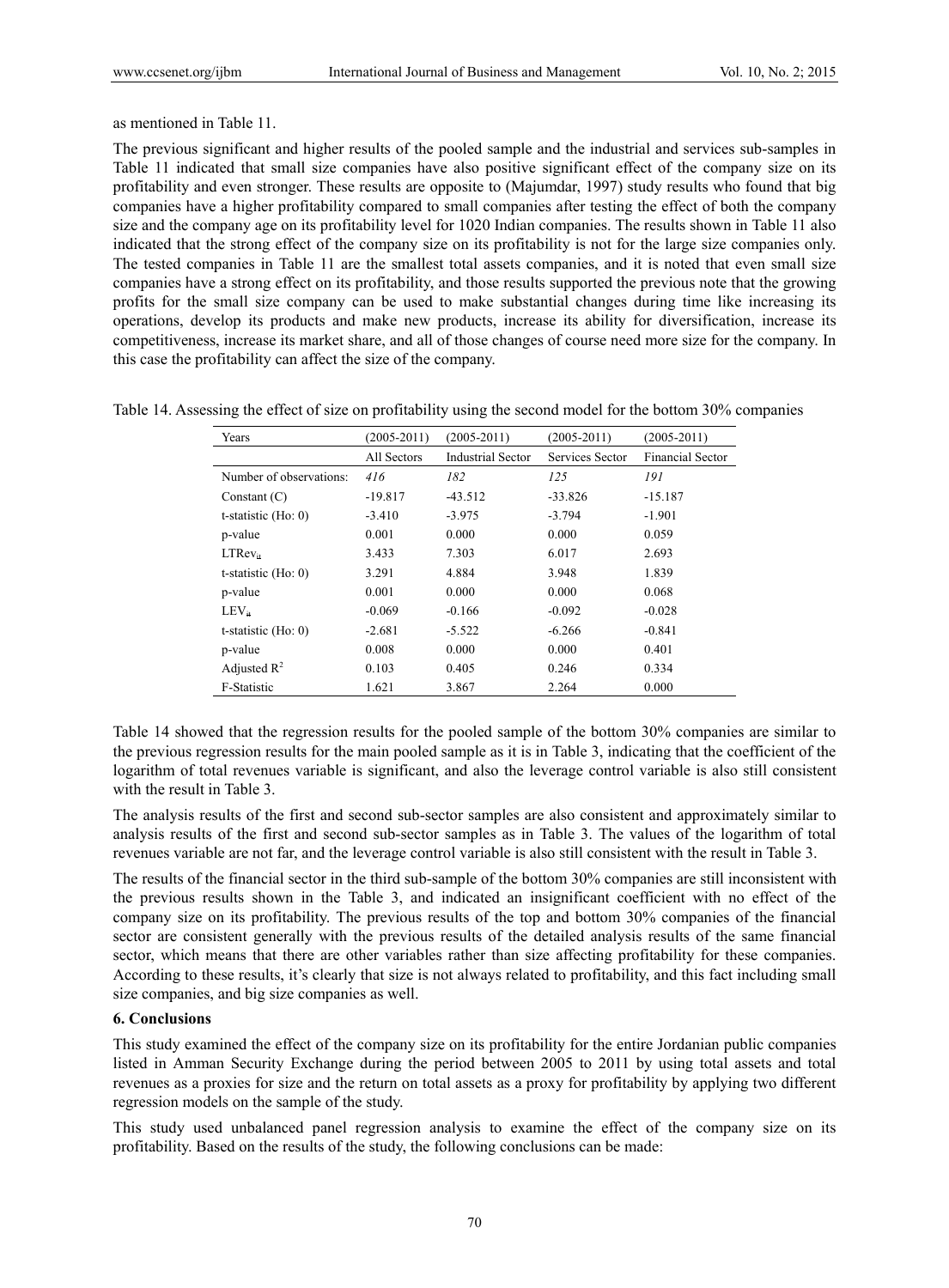as mentioned in Table 11.

The previous significant and higher results of the pooled sample and the industrial and services sub-samples in Table 11 indicated that small size companies have also positive significant effect of the company size on its profitability and even stronger. These results are opposite to (Majumdar, 1997) study results who found that big companies have a higher profitability compared to small companies after testing the effect of both the company size and the company age on its profitability level for 1020 Indian companies. The results shown in Table 11 also indicated that the strong effect of the company size on its profitability is not for the large size companies only. The tested companies in Table 11 are the smallest total assets companies, and it is noted that even small size companies have a strong effect on its profitability, and those results supported the previous note that the growing profits for the small size company can be used to make substantial changes during time like increasing its operations, develop its products and make new products, increase its ability for diversification, increase its competitiveness, increase its market share, and all of those changes of course need more size for the company. In this case the profitability can affect the size of the company.

Table 14. Assessing the effect of size on profitability using the second model for the bottom 30% companies

| Years | (2005-2011) | (2005-2011) | (2005-2011) | (2005-2011) |
|---|---|---|---|---|
| | All Sectors | Industrial Sector | Services Sector | Financial Sector |
| Number of observations: | *416* | *182* | *125* | *191* |
| Constant (C) | -19.817 | -43.512 | -33.826 | -15.187 |
| t-statistic (Ho: 0) | -3.410 | -3.975 | -3.794 | -1.901 |
| p-value | 0.001 | 0.000 | 0.000 | 0.059 |
| $LTRev_{it}$ | 3.433 | 7.303 | 6.017 | 2.693 |
| t-statistic (Ho: 0) | 3.291 | 4.884 | 3.948 | 1.839 |
| p-value | 0.001 | 0.000 | 0.000 | 0.068 |
| $LEV_{it}$ | -0.069 | -0.166 | -0.092 | -0.028 |
| t-statistic (Ho: 0) | -2.681 | -5.522 | -6.266 | -0.841 |
| p-value | 0.008 | 0.000 | 0.000 | 0.401 |
| Adjusted $R^2$ | 0.103 | 0.405 | 0.246 | 0.334 |
| F-Statistic | 1.621 | 3.867 | 2.264 | 0.000 |

Table 14 showed that the regression results for the pooled sample of the bottom 30% companies are similar to the previous regression results for the main pooled sample as it is in Table 3, indicating that the coefficient of the logarithm of total revenues variable is significant, and also the leverage control variable is also still consistent with the result in Table 3.

The analysis results of the first and second sub-sector samples are also consistent and approximately similar to analysis results of the first and second sub-sector samples as in Table 3. The values of the logarithm of total revenues variable are not far, and the leverage control variable is also still consistent with the result in Table 3.

The results of the financial sector in the third sub-sample of the bottom 30% companies are still inconsistent with the previous results shown in the Table 3, and indicated an insignificant coefficient with no effect of the company size on its profitability. The previous results of the top and bottom 30% companies of the financial sector are consistent generally with the previous results of the detailed analysis results of the same financial sector, which means that there are other variables rather than size affecting profitability for these companies. According to these results, it's clearly that size is not always related to profitability, and this fact including small size companies, and big size companies as well.

## 6. Conclusions

This study examined the effect of the company size on its profitability for the entire Jordanian public companies listed in Amman Security Exchange during the period between 2005 to 2011 by using total assets and total revenues as a proxies for size and the return on total assets as a proxy for profitability by applying two different regression models on the sample of the study.

This study used unbalanced panel regression analysis to examine the effect of the company size on its profitability. Based on the results of the study, the following conclusions can be made: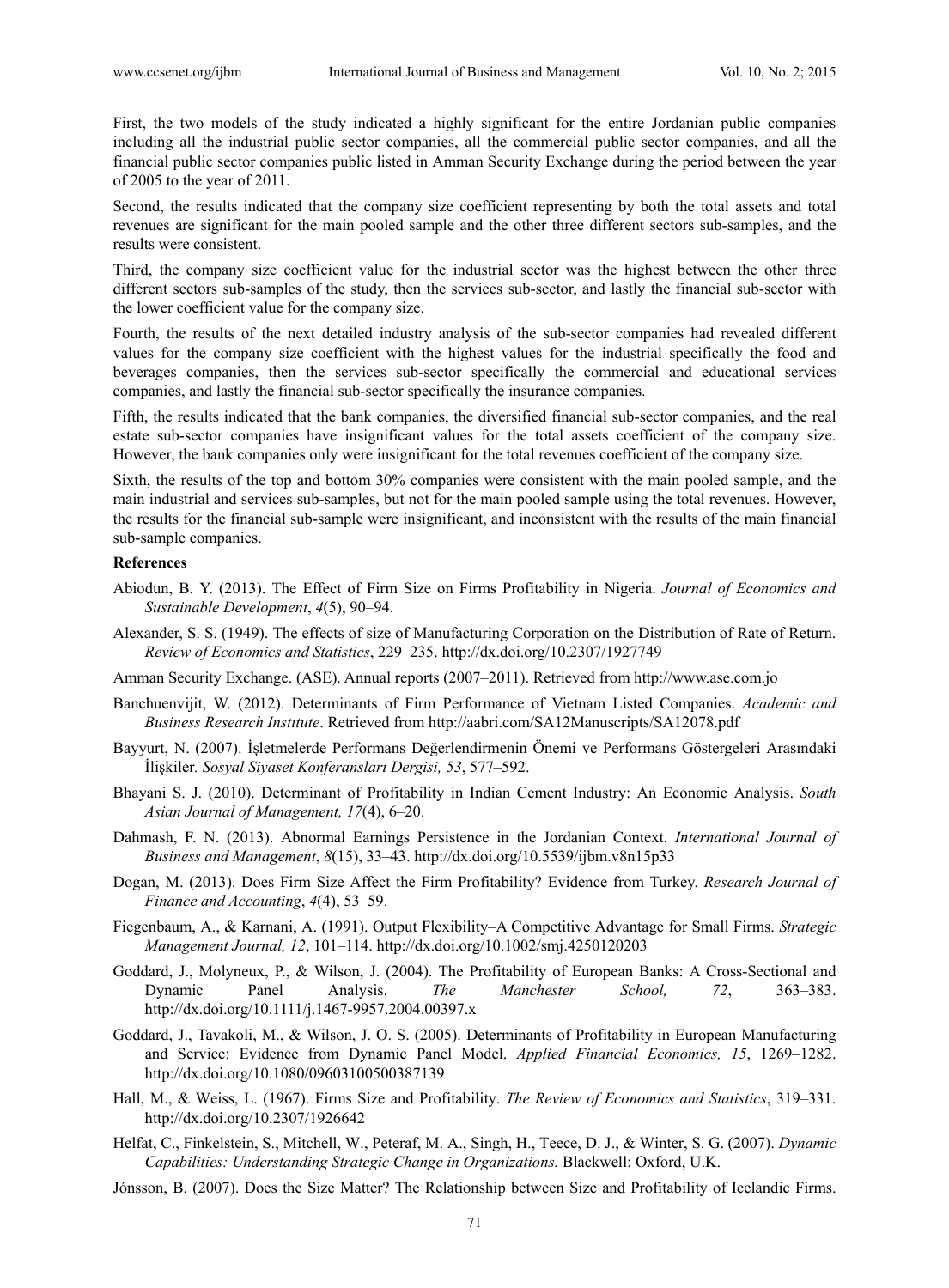First, the two models of the study indicated a highly significant for the entire Jordanian public companies including all the industrial public sector companies, all the commercial public sector companies, and all the financial public sector companies public listed in Amman Security Exchange during the period between the year of 2005 to the year of 2011.

Second, the results indicated that the company size coefficient representing by both the total assets and total revenues are significant for the main pooled sample and the other three different sectors sub-samples, and the results were consistent.

Third, the company size coefficient value for the industrial sector was the highest between the other three different sectors sub-samples of the study, then the services sub-sector, and lastly the financial sub-sector with the lower coefficient value for the company size.

Fourth, the results of the next detailed industry analysis of the sub-sector companies had revealed different values for the company size coefficient with the highest values for the industrial specifically the food and beverages companies, then the services sub-sector specifically the commercial and educational services companies, and lastly the financial sub-sector specifically the insurance companies.

Fifth, the results indicated that the bank companies, the diversified financial sub-sector companies, and the real estate sub-sector companies have insignificant values for the total assets coefficient of the company size. However, the bank companies only were insignificant for the total revenues coefficient of the company size.

Sixth, the results of the top and bottom 30% companies were consistent with the main pooled sample, and the main industrial and services sub-samples, but not for the main pooled sample using the total revenues. However, the results for the financial sub-sample were insignificant, and inconsistent with the results of the main financial sub-sample companies.

**References**

Abiodun, B. Y. (2013). The Effect of Firm Size on Firms Profitability in Nigeria. *Journal of Economics and Sustainable Development*, *4*(5), 90–94.

Alexander, S. S. (1949). The effects of size of Manufacturing Corporation on the Distribution of Rate of Return. *Review of Economics and Statistics*, 229–235. http://dx.doi.org/10.2307/1927749

Amman Security Exchange. (ASE). Annual reports (2007–2011). Retrieved from http://www.ase.com.jo

Banchuenvijit, W. (2012). Determinants of Firm Performance of Vietnam Listed Companies. *Academic and Business Research Institute*. Retrieved from http://aabri.com/SA12Manuscripts/SA12078.pdf

Bayyurt, N. (2007). İşletmelerde Performans Değerlendirmenin Önemi ve Performans Göstergeleri Arasındaki İlişkiler. *Sosyal Siyaset Konferansları Dergisi, 53*, 577–592.

Bhayani S. J. (2010). Determinant of Profitability in Indian Cement Industry: An Economic Analysis. *South Asian Journal of Management, 17*(4), 6–20.

Dahmash, F. N. (2013). Abnormal Earnings Persistence in the Jordanian Context. *International Journal of Business and Management*, *8*(15), 33–43. http://dx.doi.org/10.5539/ijbm.v8n15p33

Dogan, M. (2013). Does Firm Size Affect the Firm Profitability? Evidence from Turkey. *Research Journal of Finance and Accounting*, *4*(4), 53–59.

Fiegenbaum, A., & Karnani, A. (1991). Output Flexibility–A Competitive Advantage for Small Firms. *Strategic Management Journal, 12*, 101–114. http://dx.doi.org/10.1002/smj.4250120203

Goddard, J., Molyneux, P., & Wilson, J. (2004). The Profitability of European Banks: A Cross-Sectional and Dynamic Panel Analysis. *The Manchester School, 72*, 363–383. http://dx.doi.org/10.1111/j.1467-9957.2004.00397.x

Goddard, J., Tavakoli, M., & Wilson, J. O. S. (2005). Determinants of Profitability in European Manufacturing and Service: Evidence from Dynamic Panel Model. *Applied Financial Economics, 15*, 1269–1282. http://dx.doi.org/10.1080/09603100500387139

Hall, M., & Weiss, L. (1967). Firms Size and Profitability. *The Review of Economics and Statistics*, 319–331. http://dx.doi.org/10.2307/1926642

Helfat, C., Finkelstein, S., Mitchell, W., Peteraf, M. A., Singh, H., Teece, D. J., & Winter, S. G. (2007). *Dynamic Capabilities: Understanding Strategic Change in Organizations.* Blackwell: Oxford, U.K.

Jónsson, B. (2007). Does the Size Matter? The Relationship between Size and Profitability of Icelandic Firms.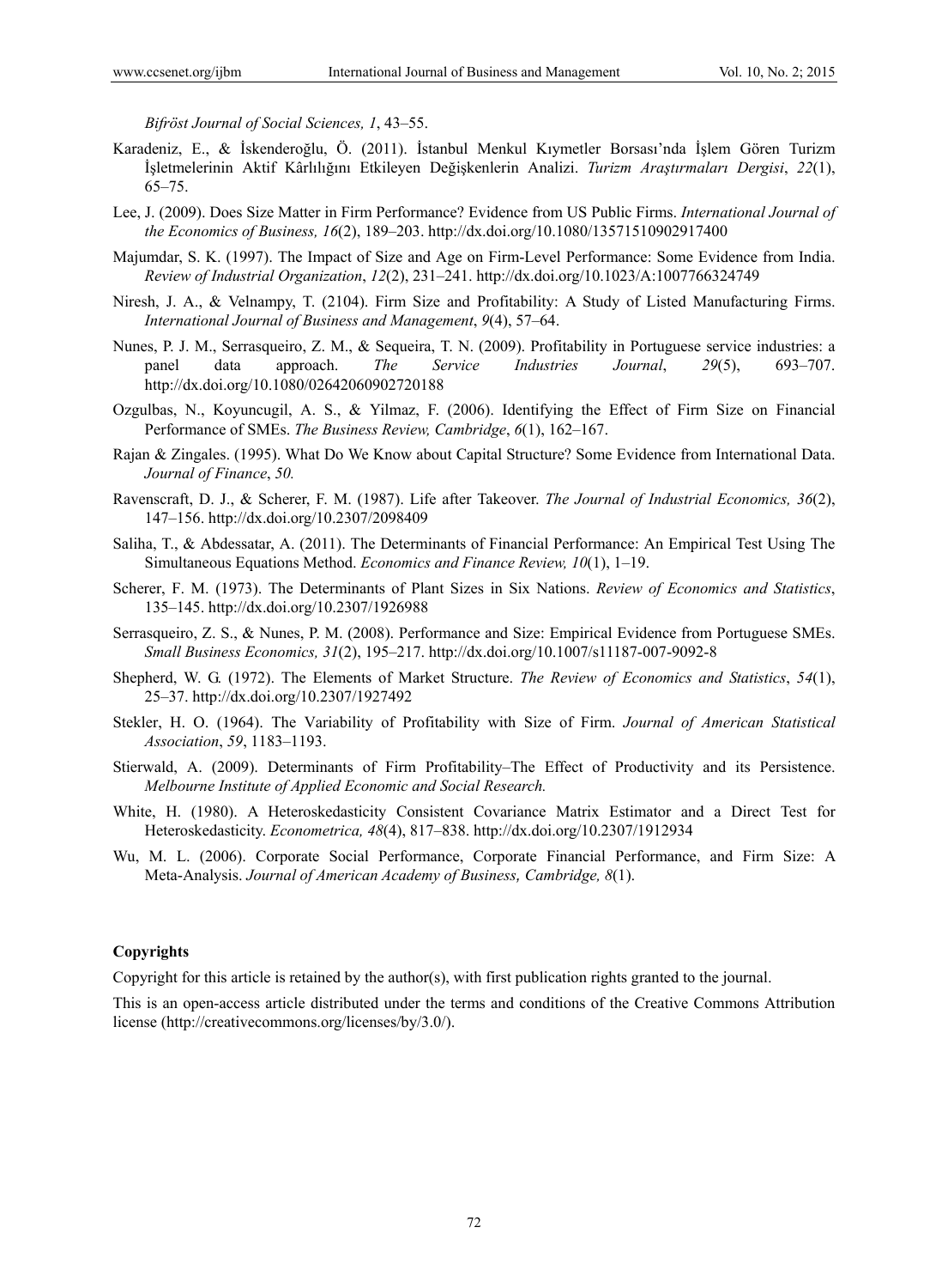*Bifröst Journal of Social Sciences, 1*, 43–55.

Karadeniz, E., & İskenderoğlu, Ö. (2011). İstanbul Menkul Kıymetler Borsası'nda İşlem Gören Turizm İşletmelerinin Aktif Kârlılığını Etkileyen Değişkenlerin Analizi. *Turizm Araştırmaları Dergisi*, *22*(1), 65–75.

Lee, J. (2009). Does Size Matter in Firm Performance? Evidence from US Public Firms. *International Journal of the Economics of Business, 16*(2), 189–203. http://dx.doi.org/10.1080/13571510902917400

Majumdar, S. K. (1997). The Impact of Size and Age on Firm-Level Performance: Some Evidence from India. *Review of Industrial Organization*, *12*(2), 231–241. http://dx.doi.org/10.1023/A:1007766324749

Niresh, J. A., & Velnampy, T. (2104). Firm Size and Profitability: A Study of Listed Manufacturing Firms. *International Journal of Business and Management*, *9*(4), 57–64.

Nunes, P. J. M., Serrasqueiro, Z. M., & Sequeira, T. N. (2009). Profitability in Portuguese service industries: a panel data approach. *The Service Industries Journal*, *29*(5), 693–707. http://dx.doi.org/10.1080/02642060902720188

Ozgulbas, N., Koyuncugil, A. S., & Yilmaz, F. (2006). Identifying the Effect of Firm Size on Financial Performance of SMEs. *The Business Review, Cambridge*, *6*(1), 162–167.

Rajan & Zingales. (1995). What Do We Know about Capital Structure? Some Evidence from International Data. *Journal of Finance*, *50.*

Ravenscraft, D. J., & Scherer, F. M. (1987). Life after Takeover. *The Journal of Industrial Economics, 36*(2), 147–156. http://dx.doi.org/10.2307/2098409

Saliha, T., & Abdessatar, A. (2011). The Determinants of Financial Performance: An Empirical Test Using The Simultaneous Equations Method. *Economics and Finance Review, 10*(1), 1–19.

Scherer, F. M. (1973). The Determinants of Plant Sizes in Six Nations. *Review of Economics and Statistics*, 135–145. http://dx.doi.org/10.2307/1926988

Serrasqueiro, Z. S., & Nunes, P. M. (2008). Performance and Size: Empirical Evidence from Portuguese SMEs. *Small Business Economics, 31*(2), 195–217. http://dx.doi.org/10.1007/s11187-007-9092-8

Shepherd, W. G. (1972). The Elements of Market Structure. *The Review of Economics and Statistics*, *54*(1), 25–37. http://dx.doi.org/10.2307/1927492

Stekler, H. O. (1964). The Variability of Profitability with Size of Firm. *Journal of American Statistical Association*, *59*, 1183–1193.

Stierwald, A. (2009). Determinants of Firm Profitability–The Effect of Productivity and its Persistence. *Melbourne Institute of Applied Economic and Social Research.*

White, H. (1980). A Heteroskedasticity Consistent Covariance Matrix Estimator and a Direct Test for Heteroskedasticity. *Econometrica, 48*(4), 817–838. http://dx.doi.org/10.2307/1912934

Wu, M. L. (2006). Corporate Social Performance, Corporate Financial Performance, and Firm Size: A Meta-Analysis. *Journal of American Academy of Business, Cambridge, 8*(1).

**Copyrights**

Copyright for this article is retained by the author(s), with first publication rights granted to the journal.

This is an open-access article distributed under the terms and conditions of the Creative Commons Attribution license (http://creativecommons.org/licenses/by/3.0/).